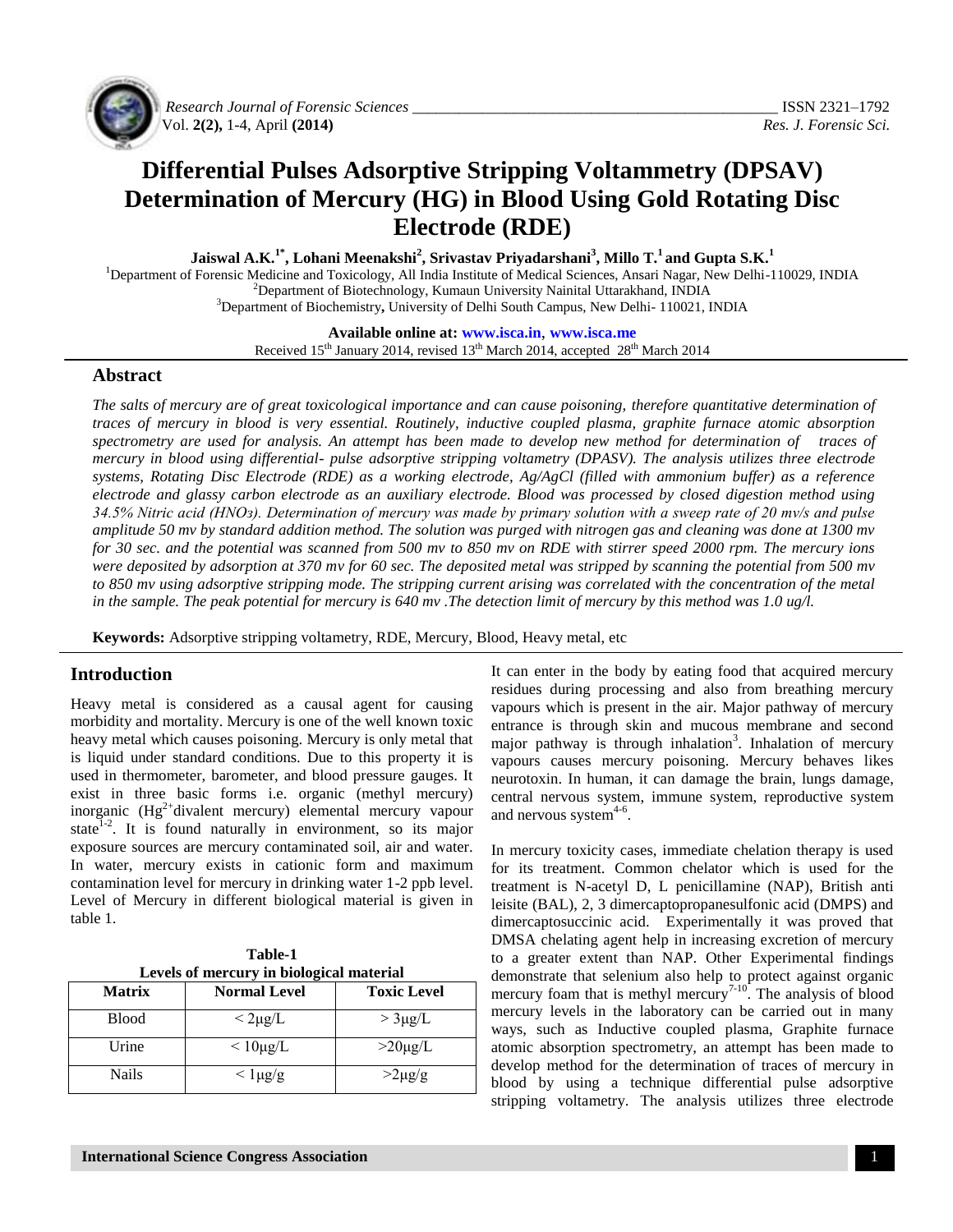# Differential Pulses Adsorptive Stripping Voltammetry (DPSAV) Determination of Mercury (HG) in Blood Using Gold Rotating Disc Electrode (RDE)

**Jaiswal A.K.[1*], Lohani Meenakshi[2], Srivastav Priyadarshani[3], Millo T.[1] and Gupta S.K.[1]**

[1]Department of Forensic Medicine and Toxicology, All India Institute of Medical Sciences, Ansari Nagar, New Delhi-110029, INDIA
[2]Department of Biotechnology, Kumaun University Nainital Uttarakhand, INDIA
[3]Department of Biochemistry, University of Delhi South Campus, New Delhi- 110021, INDIA

**Available online at: www.isca.in, www.isca.me**
Received 15th January 2014, revised 13th March 2014, accepted 28th March 2014

## Abstract

*The salts of mercury are of great toxicological importance and can cause poisoning, therefore quantitative determination of traces of mercury in blood is very essential. Routinely, inductive coupled plasma, graphite furnace atomic absorption spectrometry are used for analysis. An attempt has been made to develop new method for determination of traces of mercury in blood using differential- pulse adsorptive stripping voltammetry (DPASV). The analysis utilizes three electrode systems, Rotating Disc Electrode (RDE) as a working electrode, Ag/AgCl (filled with ammonium buffer) as a reference electrode and glassy carbon electrode as an auxiliary electrode. Blood was processed by closed digestion method using 34.5% Nitric acid ($HNO_3$). Determination of mercury was made by primary solution with a sweep rate of 20 mv/s and pulse amplitude 50 mv by standard addition method. The solution was purged with nitrogen gas and cleaning was done at 1300 mv for 30 sec. and the potential was scanned from 500 mv to 850 mv on RDE with stirrer speed 2000 rpm. The mercury ions were deposited by adsorption at 370 mv for 60 sec. The deposited metal was stripped by scanning the potential from 500 mv to 850 mv using adsorptive stripping mode. The stripping current arising was correlated with the concentration of the metal in the sample. The peak potential for mercury is 640 mv .The detection limit of mercury by this method was 1.0 ug/l.*

**Keywords:** Adsorptive stripping voltametry, RDE, Mercury, Blood, Heavy metal, etc

## Introduction

Heavy metal is considered as a causal agent for causing morbidity and mortality. Mercury is one of the well known toxic heavy metal which causes poisoning. Mercury is only metal that is liquid under standard conditions. Due to this property it is used in thermometer, barometer, and blood pressure gauges. It exist in three basic forms i.e. organic (methyl mercury) inorganic ($Hg^{2+}$divalent mercury) elemental mercury vapour state[1-2]. It is found naturally in environment, so its major exposure sources are mercury contaminated soil, air and water. In water, mercury exists in cationic form and maximum contamination level for mercury in drinking water 1-2 ppb level. Level of Mercury in different biological material is given in table 1.

**Table-1**
**Levels of mercury in biological material**

| Matrix | Normal Level | Toxic Level |
|---|---|---|
| Blood | < 2μg/L | > 3μg/L |
| Urine | < 10μg/L | >20μg/L |
| Nails | < 1μg/g | >2μg/g |

It can enter in the body by eating food that acquired mercury residues during processing and also from breathing mercury vapours which is present in the air. Major pathway of mercury entrance is through skin and mucous membrane and second major pathway is through inhalation[3]. Inhalation of mercury vapours causes mercury poisoning. Mercury behaves likes neurotoxin. In human, it can damage the brain, lungs damage, central nervous system, immune system, reproductive system and nervous system[4-6].

In mercury toxicity cases, immediate chelation therapy is used for its treatment. Common chelator which is used for the treatment is N-acetyl D, L penicillamine (NAP), British anti leisite (BAL), 2, 3 dimercaptopropanesulfonic acid (DMPS) and dimercaptosuccinic acid. Experimentally it was proved that DMSA chelating agent help in increasing excretion of mercury to a greater extent than NAP. Other Experimental findings demonstrate that selenium also help to protect against organic mercury foam that is methyl mercury[7-10]. The analysis of blood mercury levels in the laboratory can be carried out in many ways, such as Inductive coupled plasma, Graphite furnace atomic absorption spectrometry, an attempt has been made to develop method for the determination of traces of mercury in blood by using a technique differential pulse adsorptive stripping voltammetry. The analysis utilizes three electrode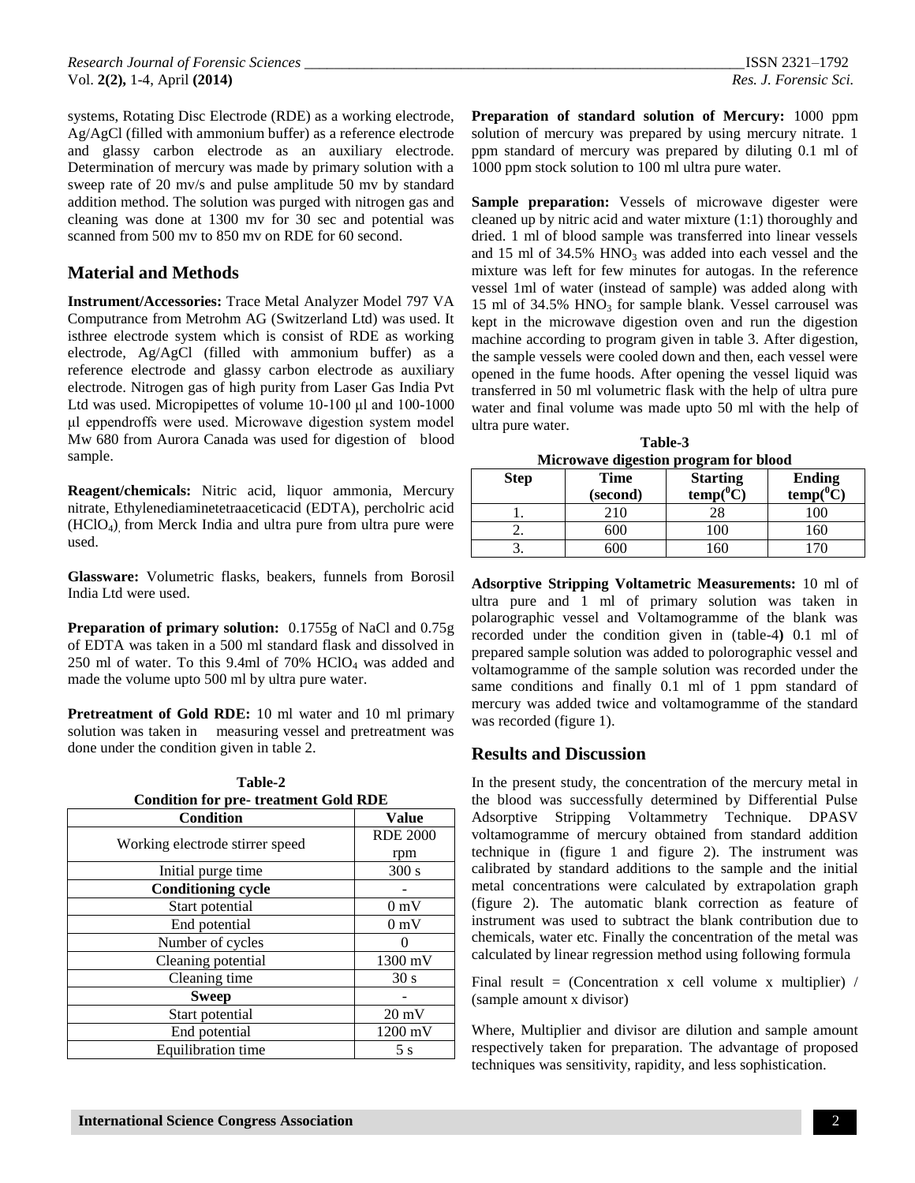systems, Rotating Disc Electrode (RDE) as a working electrode, Ag/AgCl (filled with ammonium buffer) as a reference electrode and glassy carbon electrode as an auxiliary electrode. Determination of mercury was made by primary solution with a sweep rate of 20 mv/s and pulse amplitude 50 mv by standard addition method. The solution was purged with nitrogen gas and cleaning was done at 1300 mv for 30 sec and potential was scanned from 500 mv to 850 mv on RDE for 60 second.

## Material and Methods

**Instrument/Accessories:** Trace Metal Analyzer Model 797 VA Computrance from Metrohm AG (Switzerland Ltd) was used. It isthree electrode system which is consist of RDE as working electrode, Ag/AgCl (filled with ammonium buffer) as a reference electrode and glassy carbon electrode as auxiliary electrode. Nitrogen gas of high purity from Laser Gas India Pvt Ltd was used. Micropipettes of volume 10-100 μl and 100-1000 μl eppendroffs were used. Microwave digestion system model Mw 680 from Aurora Canada was used for digestion of blood sample.

**Reagent/chemicals:** Nitric acid, liquor ammonia, Mercury nitrate, Ethylenediaminetetraaceticacid (EDTA), percholric acid ($HClO_4$), from Merck India and ultra pure from ultra pure were used.

**Glassware:** Volumetric flasks, beakers, funnels from Borosil India Ltd were used.

**Preparation of primary solution:** 0.1755g of NaCl and 0.75g of EDTA was taken in a 500 ml standard flask and dissolved in 250 ml of water. To this 9.4ml of 70% $HClO_4$ was added and made the volume upto 500 ml by ultra pure water.

**Pretreatment of Gold RDE:** 10 ml water and 10 ml primary solution was taken in measuring vessel and pretreatment was done under the condition given in table 2.

**Table-2**
**Condition for pre- treatment Gold RDE**

| Condition | Value |
|---|---|
| Working electrode stirrer speed | RDE 2000 rpm |
| Initial purge time | 300 s |
| **Conditioning cycle** | - |
| Start potential | 0 mV |
| End potential | 0 mV |
| Number of cycles | 0 |
| Cleaning potential | 1300 mV |
| Cleaning time | 30 s |
| **Sweep** | - |
| Start potential | 20 mV |
| End potential | 1200 mV |
| Equilibration time | 5 s |

**Preparation of standard solution of Mercury:** 1000 ppm solution of mercury was prepared by using mercury nitrate. 1 ppm standard of mercury was prepared by diluting 0.1 ml of 1000 ppm stock solution to 100 ml ultra pure water.

**Sample preparation:** Vessels of microwave digester were cleaned up by nitric acid and water mixture (1:1) thoroughly and dried. 1 ml of blood sample was transferred into linear vessels and 15 ml of 34.5% $HNO_3$ was added into each vessel and the mixture was left for few minutes for autogas. In the reference vessel 1ml of water (instead of sample) was added along with 15 ml of 34.5% $HNO_3$ for sample blank. Vessel carrousel was kept in the microwave digestion oven and run the digestion machine according to program given in table 3. After digestion, the sample vessels were cooled down and then, each vessel were opened in the fume hoods. After opening the vessel liquid was transferred in 50 ml volumetric flask with the help of ultra pure water and final volume was made upto 50 ml with the help of ultra pure water.

**Table-3**
**Microwave digestion program for blood**

| Step | Time (second) | Starting temp($^0$C) | Ending temp($^0$C) |
|---|---|---|---|
| 1. | 210 | 28 | 100 |
| 2. | 600 | 100 | 160 |
| 3. | 600 | 160 | 170 |

**Adsorptive Stripping Voltametric Measurements:** 10 ml of ultra pure and 1 ml of primary solution was taken in polarographic vessel and Voltamogramme of the blank was recorded under the condition given in (table-4) 0.1 ml of prepared sample solution was added to polorographic vessel and voltamogramme of the sample solution was recorded under the same conditions and finally 0.1 ml of 1 ppm standard of mercury was added twice and voltamogramme of the standard was recorded (figure 1).

## Results and Discussion

In the present study, the concentration of the mercury metal in the blood was successfully determined by Differential Pulse Adsorptive Stripping Voltammetry Technique. DPASV voltamogramme of mercury obtained from standard addition technique in (figure 1 and figure 2). The instrument was calibrated by standard additions to the sample and the initial metal concentrations were calculated by extrapolation graph (figure 2). The automatic blank correction as feature of instrument was used to subtract the blank contribution due to chemicals, water etc. Finally the concentration of the metal was calculated by linear regression method using following formula

Final result = (Concentration x cell volume x multiplier) / (sample amount x divisor)

Where, Multiplier and divisor are dilution and sample amount respectively taken for preparation. The advantage of proposed techniques was sensitivity, rapidity, and less sophistication.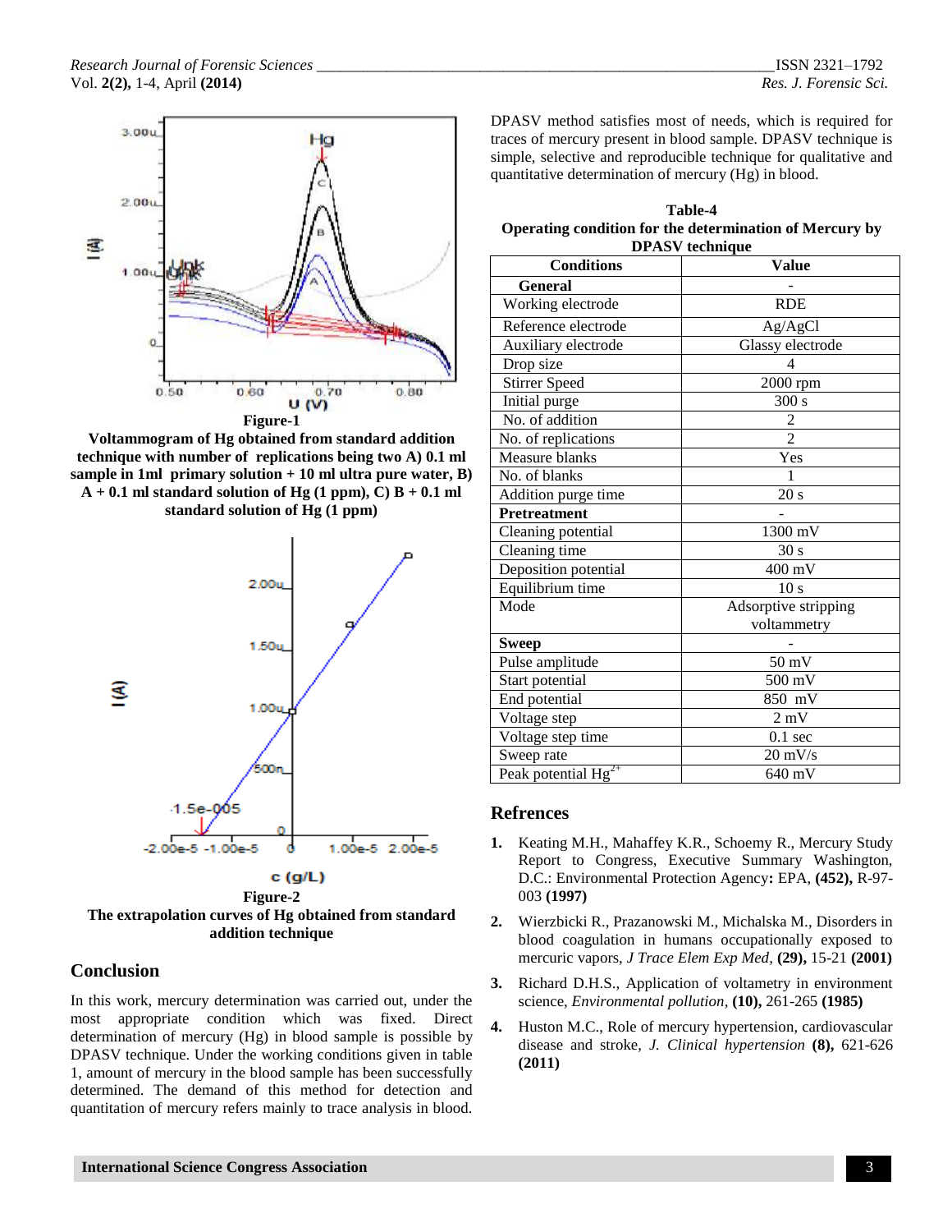Figure-1
**Voltammogram of Hg obtained from standard addition technique with number of replications being two A) 0.1 ml sample in 1ml primary solution + 10 ml ultra pure water, B) A + 0.1 ml standard solution of Hg (1 ppm), C) B + 0.1 ml standard solution of Hg (1 ppm)**

Figure-2
**The extrapolation curves of Hg obtained from standard addition technique**

## Conclusion

In this work, mercury determination was carried out, under the most appropriate condition which was fixed. Direct determination of mercury (Hg) in blood sample is possible by DPASV technique. Under the working conditions given in table 1, amount of mercury in the blood sample has been successfully determined. The demand of this method for detection and quantitation of mercury refers mainly to trace analysis in blood. DPASV method satisfies most of needs, which is required for traces of mercury present in blood sample. DPASV technique is simple, selective and reproducible technique for qualitative and quantitative determination of mercury (Hg) in blood.

**Table-4**
**Operating condition for the determination of Mercury by DPASV technique**

| Conditions | Value |
|---|---|
| **General** | - |
| Working electrode | RDE |
| Reference electrode | Ag/AgCl |
| Auxiliary electrode | Glassy electrode |
| Drop size | 4 |
| Stirrer Speed | 2000 rpm |
| Initial purge | 300 s |
| No. of addition | 2 |
| No. of replications | 2 |
| Measure blanks | Yes |
| No. of blanks | 1 |
| Addition purge time | 20 s |
| **Pretreatment** | - |
| Cleaning potential | 1300 mV |
| Cleaning time | 30 s |
| Deposition potential | 400 mV |
| Equilibrium time | 10 s |
| Mode | Adsorptive stripping voltammetry |
| **Sweep** | - |
| Pulse amplitude | 50 mV |
| Start potential | 500 mV |
| End potential | 850 mV |
| Voltage step | 2 mV |
| Voltage step time | 0.1 sec |
| Sweep rate | 20 mV/s |
| Peak potential $Hg^{2+}$ | 640 mV |

## Refrences

1. Keating M.H., Mahaffey K.R., Schoemy R., Mercury Study Report to Congress, Executive Summary Washington, D.C.: Environmental Protection Agency**:** EPA, **(452),** R-97-003 **(1997)**

2. Wierzbicki R., Prazanowski M., Michalska M., Disorders in blood coagulation in humans occupationally exposed to mercuric vapors, *J Trace Elem Exp Med,* **(29),** 15-21 **(2001)**

3. Richard D.H.S., Application of voltametry in environment science, *Environmental pollution,* **(10),** 261-265 **(1985)**

4. Huston M.C., Role of mercury hypertension, cardiovascular disease and stroke, *J. Clinical hypertension* **(8),** 621-626 **(2011)**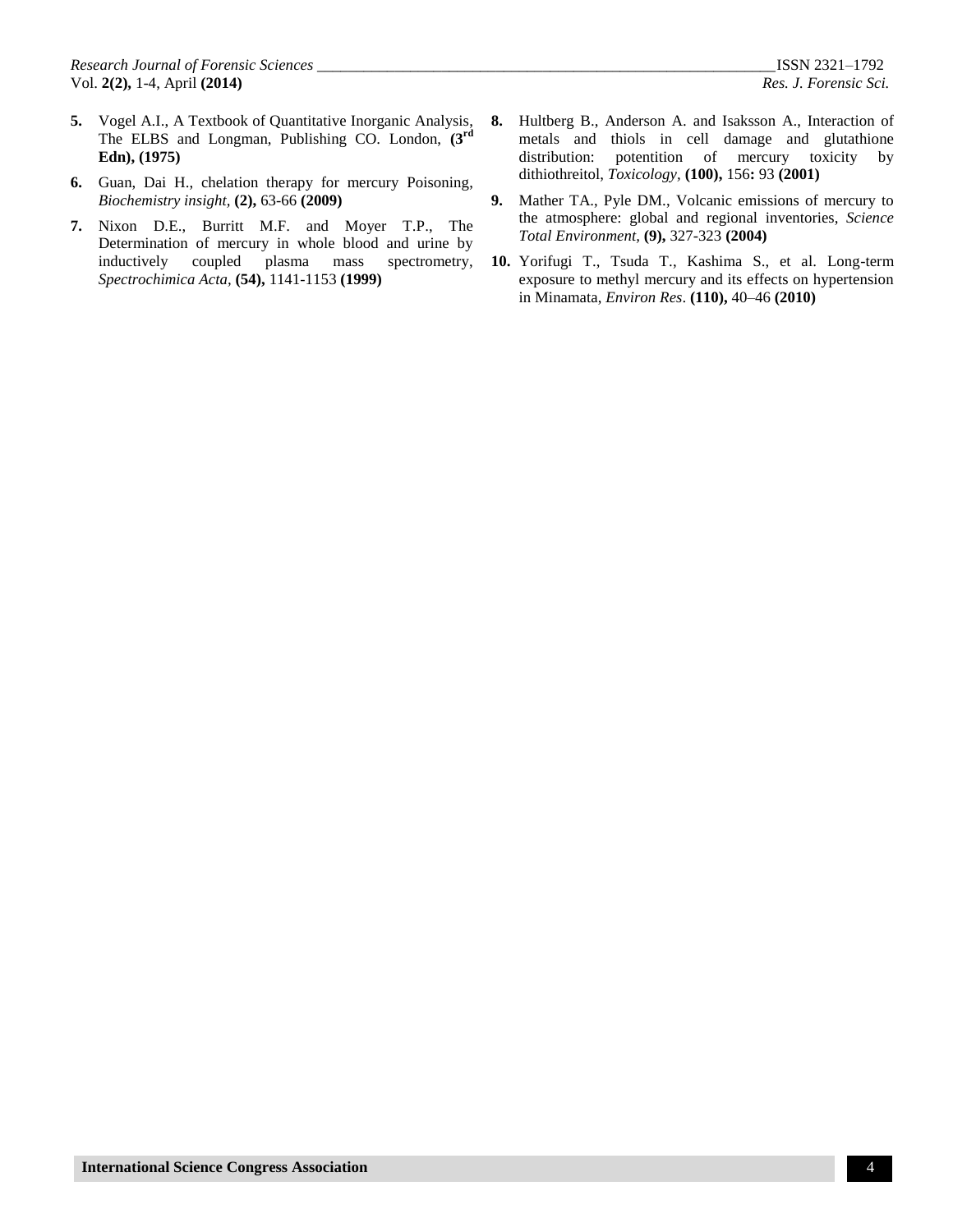5. Vogel A.I., A Textbook of Quantitative Inorganic Analysis, The ELBS and Longman, Publishing CO. London, **(3rd Edn), (1975)**

6. Guan, Dai H., chelation therapy for mercury Poisoning, *Biochemistry insight*, **(2),** 63-66 **(2009)**

7. Nixon D.E., Burritt M.F. and Moyer T.P., The Determination of mercury in whole blood and urine by inductively coupled plasma mass spectrometry, *Spectrochimica Acta*, **(54),** 1141-1153 **(1999)**

8. Hultberg B., Anderson A. and Isaksson A., Interaction of metals and thiols in cell damage and glutathione distribution: potentition of mercury toxicity by dithiothreitol, *Toxicology*, **(100),** 156**:** 93 **(2001)**

9. Mather TA., Pyle DM., Volcanic emissions of mercury to the atmosphere: global and regional inventories, *Science Total Environment*, **(9),** 327-323 **(2004)**

10. Yorifugi T., Tsuda T., Kashima S., et al. Long-term exposure to methyl mercury and its effects on hypertension in Minamata, *Environ Res*. **(110),** 40–46 **(2010)**